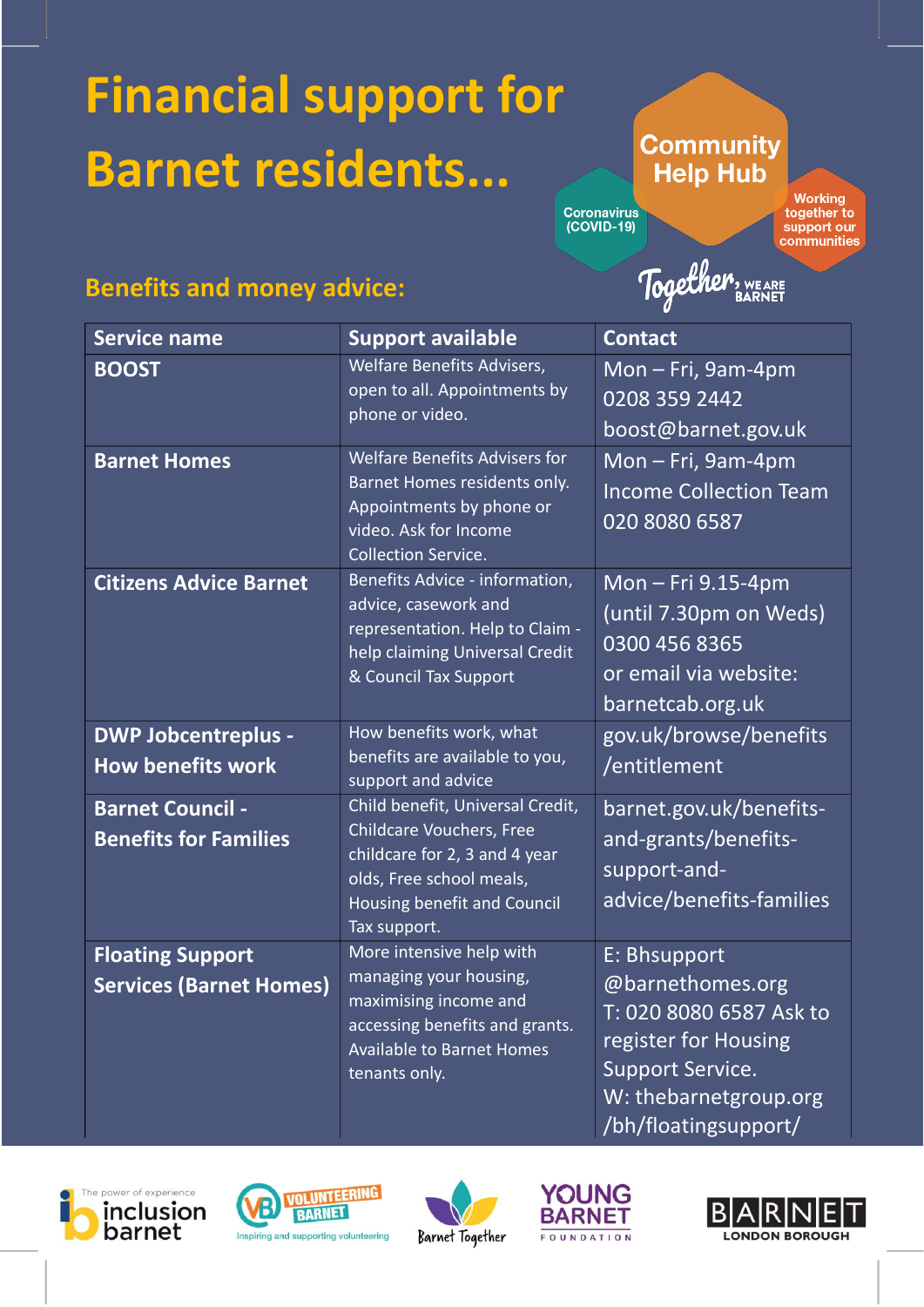# Financial support for Barnet residents...

Community Help Hub

Coronavirus (COVID-19)

Working together to support our communities

Together, WE ARE BARNET

## Benefits and money advice:

| Service name | Support available | Contact |
|---|---|---|
| **BOOST** | Welfare Benefits Advisers, open to all. Appointments by phone or video. | Mon – Fri, 9am-4pm<br>0208 359 2442<br>boost@barnet.gov.uk |
| **Barnet Homes** | Welfare Benefits Advisers for Barnet Homes residents only. Appointments by phone or video. Ask for Income Collection Service. | Mon – Fri, 9am-4pm<br>Income Collection Team<br>020 8080 6587 |
| **Citizens Advice Barnet** | Benefits Advice - information, advice, casework and representation. Help to Claim - help claiming Universal Credit & Council Tax Support | Mon – Fri 9.15-4pm<br>(until 7.30pm on Weds)<br>0300 456 8365<br>or email via website:<br>barnetcab.org.uk |
| **DWP Jobcentreplus - How benefits work** | How benefits work, what benefits are available to you, support and advice | gov.uk/browse/benefits/entitlement |
| **Barnet Council - Benefits for Families** | Child benefit, Universal Credit, Childcare Vouchers, Free childcare for 2, 3 and 4 year olds, Free school meals, Housing benefit and Council Tax support. | barnet.gov.uk/benefits-and-grants/benefits-support-and-advice/benefits-families |
| **Floating Support Services (Barnet Homes)** | More intensive help with managing your housing, maximising income and accessing benefits and grants. Available to Barnet Homes tenants only. | E: Bhsupport@barnethomes.org<br>T: 020 8080 6587 Ask to register for Housing Support Service.<br>W: thebarnetgroup.org/bh/floatingsupport/ |

The power of experience inclusion barnet

VOLUNTEERING BARNET — Inspiring and supporting volunteering

Barnet Together

YOUNG BARNET FOUNDATION

BARNET LONDON BOROUGH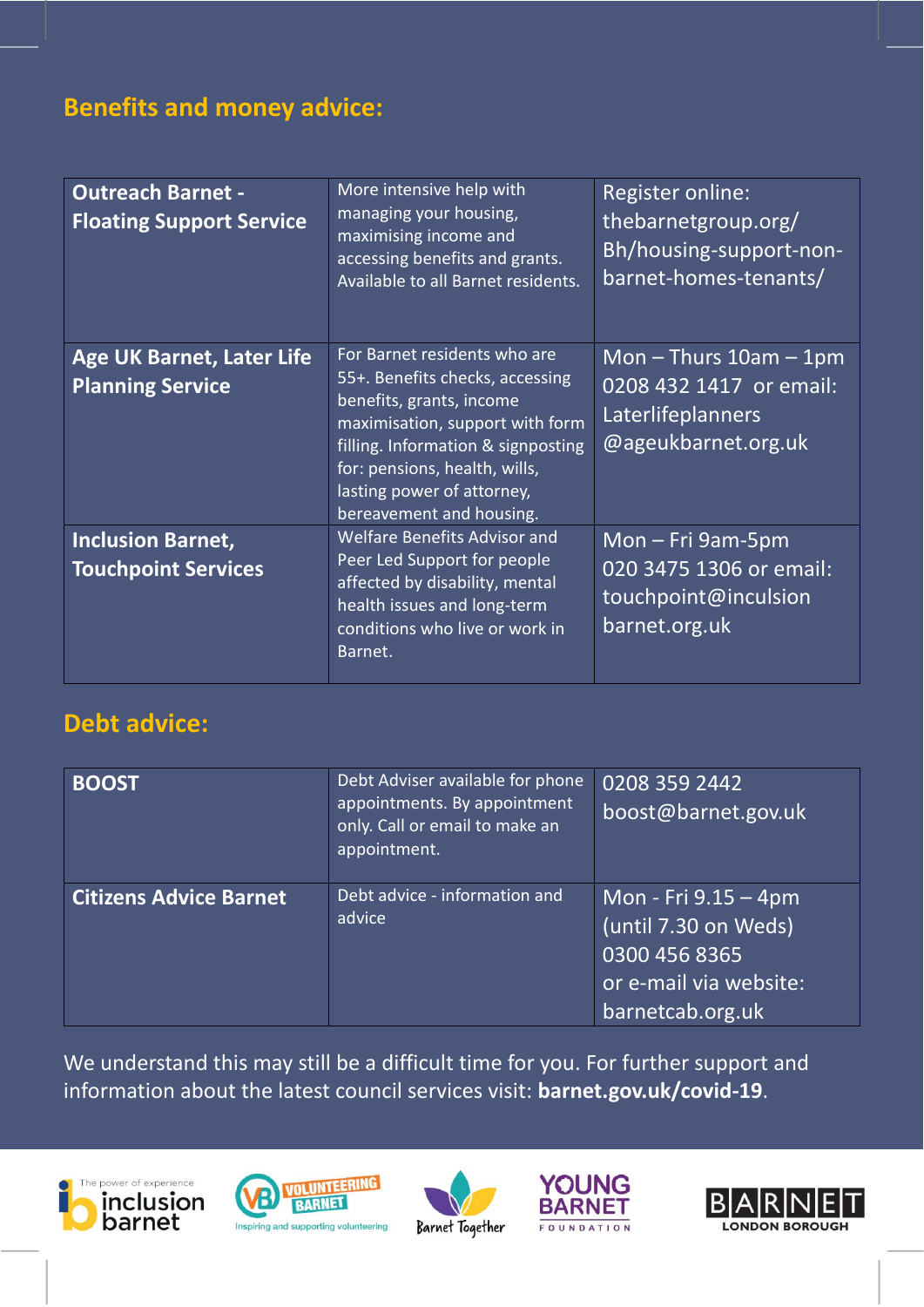## Benefits and money advice:

| | | |
|---|---|---|
| **Outreach Barnet - Floating Support Service** | More intensive help with managing your housing, maximising income and accessing benefits and grants. Available to all Barnet residents. | Register online: thebarnetgroup.org/Bh/housing-support-non-barnet-homes-tenants/ |
| **Age UK Barnet, Later Life Planning Service** | For Barnet residents who are 55+. Benefits checks, accessing benefits, grants, income maximisation, support with form filling. Information & signposting for: pensions, health, wills, lasting power of attorney, bereavement and housing. | Mon – Thurs 10am – 1pm 0208 432 1417 or email: Laterlifeplanners@ageukbarnet.org.uk |
| **Inclusion Barnet, Touchpoint Services** | Welfare Benefits Advisor and Peer Led Support for people affected by disability, mental health issues and long-term conditions who live or work in Barnet. | Mon – Fri 9am-5pm 020 3475 1306 or email: touchpoint@inculsion barnet.org.uk |

## Debt advice:

| | | |
|---|---|---|
| **BOOST** | Debt Adviser available for phone appointments. By appointment only. Call or email to make an appointment. | 0208 359 2442 boost@barnet.gov.uk |
| **Citizens Advice Barnet** | Debt advice - information and advice | Mon - Fri 9.15 – 4pm (until 7.30 on Weds) 0300 456 8365 or e-mail via website: barnetcab.org.uk |

We understand this may still be a difficult time for you. For further support and information about the latest council services visit: **barnet.gov.uk/covid-19**.